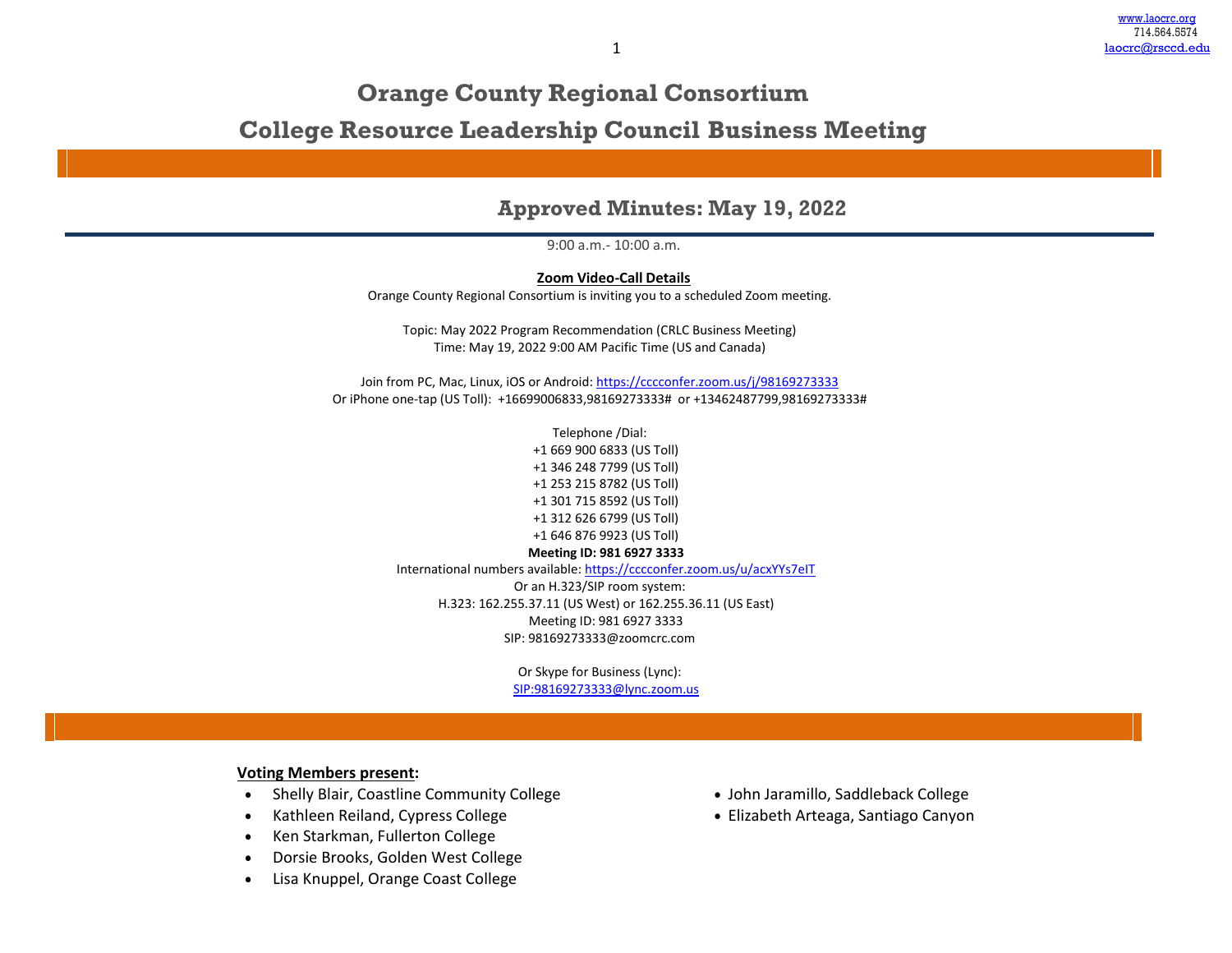www.laocrc.org
714.564.5574
laocrc@rsccd.edu

# Orange County Regional Consortium

# College Resource Leadership Council Business Meeting

## Approved Minutes: May 19, 2022

9:00 a.m.- 10:00 a.m.

**Zoom Video-Call Details**

Orange County Regional Consortium is inviting you to a scheduled Zoom meeting.

Topic: May 2022 Program Recommendation (CRLC Business Meeting)
Time: May 19, 2022 9:00 AM Pacific Time (US and Canada)

Join from PC, Mac, Linux, iOS or Android: https://cccconfer.zoom.us/j/98169273333
Or iPhone one-tap (US Toll): +16699006833,98169273333# or +13462487799,98169273333#

Telephone /Dial:
+1 669 900 6833 (US Toll)
+1 346 248 7799 (US Toll)
+1 253 215 8782 (US Toll)
+1 301 715 8592 (US Toll)
+1 312 626 6799 (US Toll)
+1 646 876 9923 (US Toll)
**Meeting ID: 981 6927 3333**
International numbers available: https://cccconfer.zoom.us/u/acxYYs7eIT
Or an H.323/SIP room system:
H.323: 162.255.37.11 (US West) or 162.255.36.11 (US East)
Meeting ID: 981 6927 3333
SIP: 98169273333@zoomcrc.com

Or Skype for Business (Lync):
SIP:98169273333@lync.zoom.us

**Voting Members present:**

- Shelly Blair, Coastline Community College
- Kathleen Reiland, Cypress College
- Ken Starkman, Fullerton College
- Dorsie Brooks, Golden West College
- Lisa Knuppel, Orange Coast College
- John Jaramillo, Saddleback College
- Elizabeth Arteaga, Santiago Canyon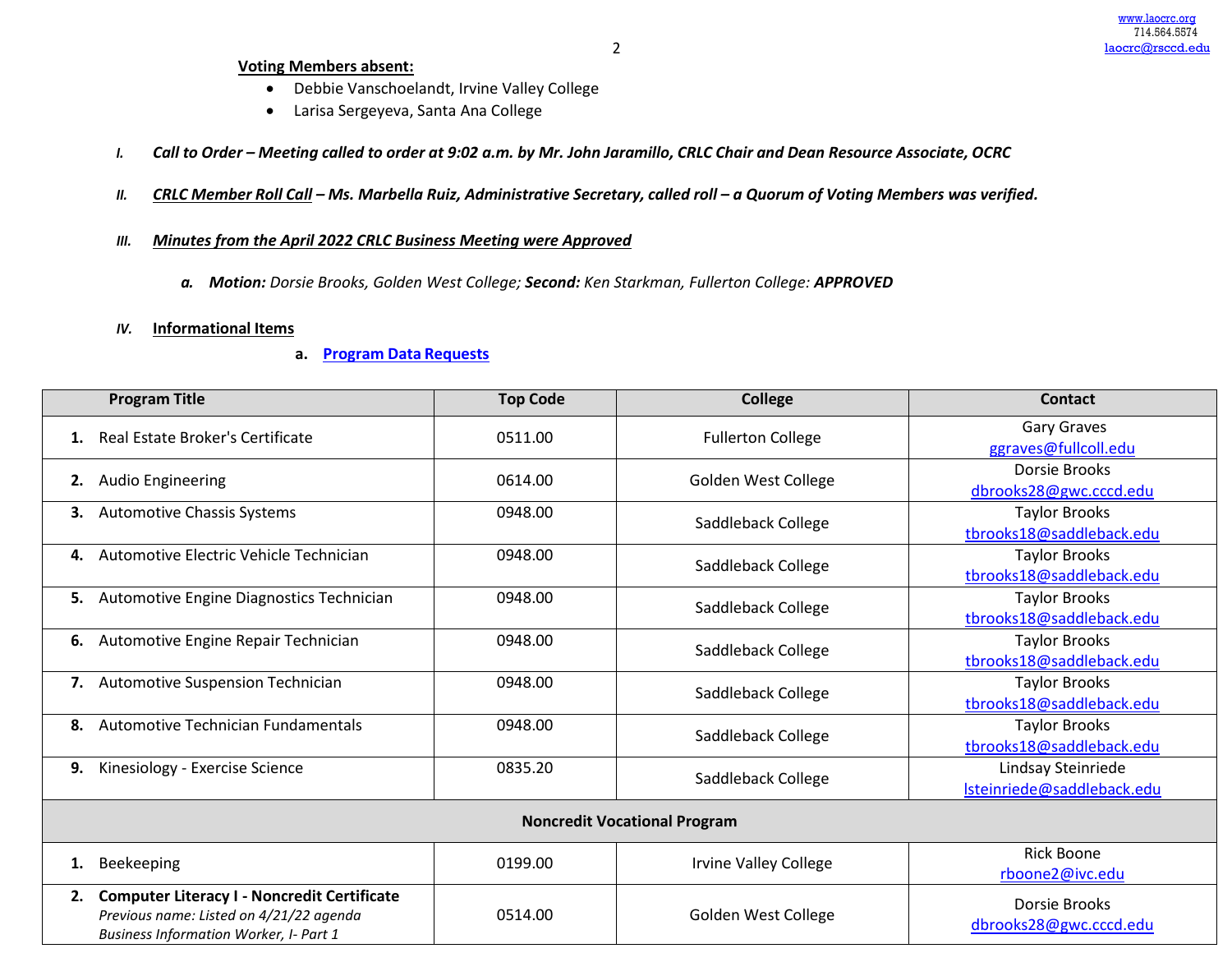**Voting Members absent:**

- Debbie Vanschoelandt, Irvine Valley College
- Larisa Sergeyeva, Santa Ana College

*I.* ***Call to Order – Meeting called to order at 9:02 a.m. by Mr. John Jaramillo, CRLC Chair and Dean Resource Associate, OCRC***

*II.* ***CRLC Member Roll Call – Ms. Marbella Ruiz, Administrative Secretary, called roll – a Quorum of Voting Members was verified.***

*III.* ***Minutes from the April 2022 CRLC Business Meeting were Approved***

*a.* ***Motion:*** *Dorsie Brooks, Golden West College;* ***Second:*** *Ken Starkman, Fullerton College:* ***APPROVED***

*IV.* **Informational Items**

**a. Program Data Requests**

| Program Title | Top Code | College | Contact |
|---|---|---|---|
| **1.** Real Estate Broker's Certificate | 0511.00 | Fullerton College | Gary Graves ggraves@fullcoll.edu |
| **2.** Audio Engineering | 0614.00 | Golden West College | Dorsie Brooks dbrooks28@gwc.cccd.edu |
| **3.** Automotive Chassis Systems | 0948.00 | Saddleback College | Taylor Brooks tbrooks18@saddleback.edu |
| **4.** Automotive Electric Vehicle Technician | 0948.00 | Saddleback College | Taylor Brooks tbrooks18@saddleback.edu |
| **5.** Automotive Engine Diagnostics Technician | 0948.00 | Saddleback College | Taylor Brooks tbrooks18@saddleback.edu |
| **6.** Automotive Engine Repair Technician | 0948.00 | Saddleback College | Taylor Brooks tbrooks18@saddleback.edu |
| **7.** Automotive Suspension Technician | 0948.00 | Saddleback College | Taylor Brooks tbrooks18@saddleback.edu |
| **8.** Automotive Technician Fundamentals | 0948.00 | Saddleback College | Taylor Brooks tbrooks18@saddleback.edu |
| **9.** Kinesiology - Exercise Science | 0835.20 | Saddleback College | Lindsay Steinriede lsteinriede@saddleback.edu |
| **Noncredit Vocational Program** | | | |
| **1.** Beekeeping | 0199.00 | Irvine Valley College | Rick Boone rboone2@ivc.edu |
| **2. Computer Literacy I - Noncredit Certificate** *Previous name: Listed on 4/21/22 agenda Business Information Worker, I- Part 1* | 0514.00 | Golden West College | Dorsie Brooks dbrooks28@gwc.cccd.edu |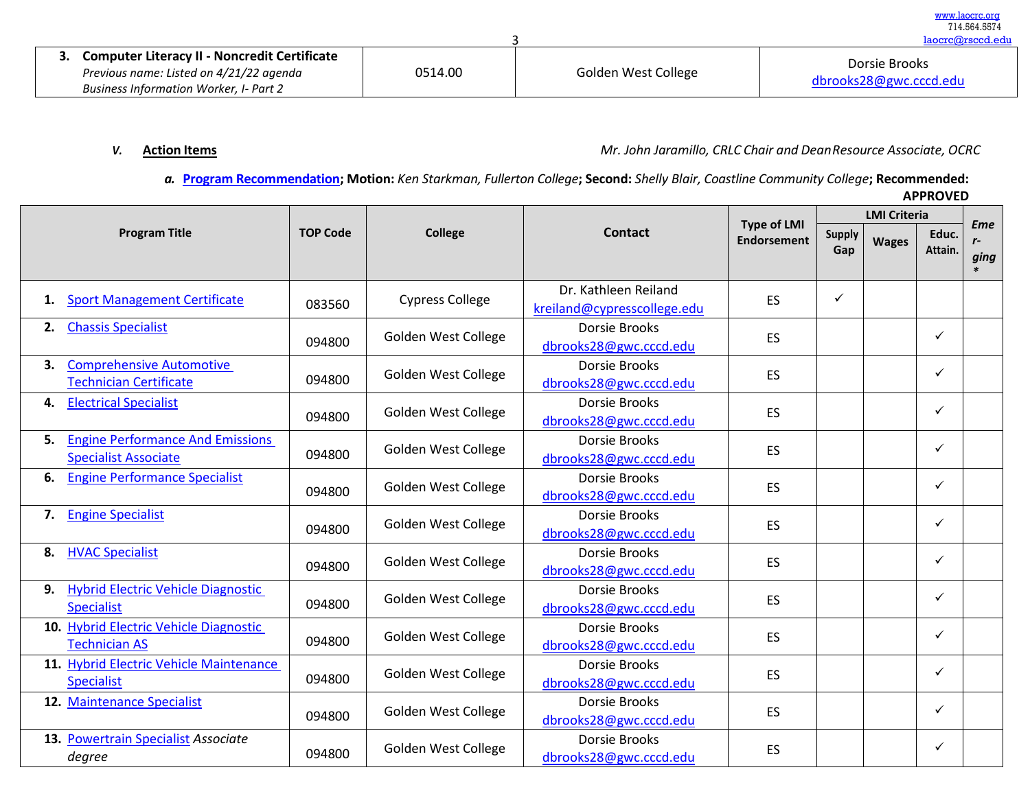| 3. **Computer Literacy II - Noncredit Certificate** *Previous name: Listed on 4/21/22 agenda Business Information Worker, I- Part 2* | 0514.00 | Golden West College | Dorsie Brooks dbrooks28@gwc.cccd.edu |
|---|---|---|---|

**V. Action Items** *Mr. John Jaramillo, CRLC Chair and Dean Resource Associate, OCRC*

**a. Program Recommendation; Motion:** *Ken Starkman, Fullerton College*; **Second:** *Shelly Blair, Coastline Community College*; **Recommended: APPROVED**

| Program Title | TOP Code | College | Contact | Type of LMI Endorsement | LMI Criteria | | | *Emerging** |
|---|---|---|---|---|---|---|---|---|
| | | | | | Supply Gap | Wages | Educ. Attain. | |
| 1. Sport Management Certificate | 083560 | Cypress College | Dr. Kathleen Reiland kreiland@cypresscollege.edu | ES | ✓ | | | |
| 2. Chassis Specialist | 094800 | Golden West College | Dorsie Brooks dbrooks28@gwc.cccd.edu | ES | | | ✓ | |
| 3. Comprehensive Automotive Technician Certificate | 094800 | Golden West College | Dorsie Brooks dbrooks28@gwc.cccd.edu | ES | | | ✓ | |
| 4. Electrical Specialist | 094800 | Golden West College | Dorsie Brooks dbrooks28@gwc.cccd.edu | ES | | | ✓ | |
| 5. Engine Performance And Emissions Specialist Associate | 094800 | Golden West College | Dorsie Brooks dbrooks28@gwc.cccd.edu | ES | | | ✓ | |
| 6. Engine Performance Specialist | 094800 | Golden West College | Dorsie Brooks dbrooks28@gwc.cccd.edu | ES | | | ✓ | |
| 7. Engine Specialist | 094800 | Golden West College | Dorsie Brooks dbrooks28@gwc.cccd.edu | ES | | | ✓ | |
| 8. HVAC Specialist | 094800 | Golden West College | Dorsie Brooks dbrooks28@gwc.cccd.edu | ES | | | ✓ | |
| 9. Hybrid Electric Vehicle Diagnostic Specialist | 094800 | Golden West College | Dorsie Brooks dbrooks28@gwc.cccd.edu | ES | | | ✓ | |
| 10. Hybrid Electric Vehicle Diagnostic Technician AS | 094800 | Golden West College | Dorsie Brooks dbrooks28@gwc.cccd.edu | ES | | | ✓ | |
| 11. Hybrid Electric Vehicle Maintenance Specialist | 094800 | Golden West College | Dorsie Brooks dbrooks28@gwc.cccd.edu | ES | | | ✓ | |
| 12. Maintenance Specialist | 094800 | Golden West College | Dorsie Brooks dbrooks28@gwc.cccd.edu | ES | | | ✓ | |
| 13. Powertrain Specialist *Associate degree* | 094800 | Golden West College | Dorsie Brooks dbrooks28@gwc.cccd.edu | ES | | | ✓ | |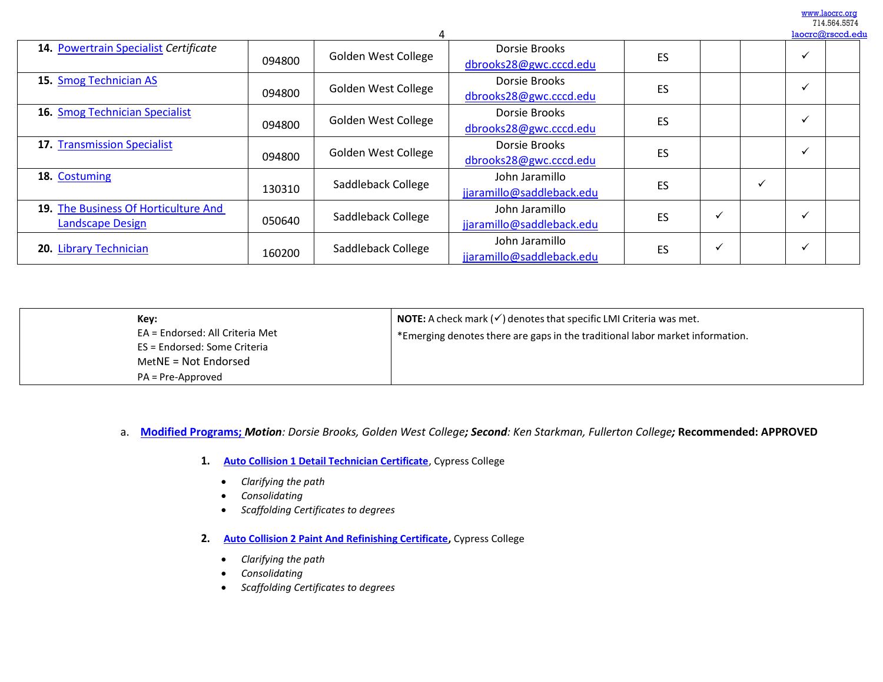| | | | | | | | | |
|---|---|---|---|---|---|---|---|---|
| **14.** Powertrain Specialist *Certificate* | 094800 | Golden West College | Dorsie Brooks dbrooks28@gwc.cccd.edu | ES | | | ✓ | |
| **15.** Smog Technician AS | 094800 | Golden West College | Dorsie Brooks dbrooks28@gwc.cccd.edu | ES | | | ✓ | |
| **16.** Smog Technician Specialist | 094800 | Golden West College | Dorsie Brooks dbrooks28@gwc.cccd.edu | ES | | | ✓ | |
| **17.** Transmission Specialist | 094800 | Golden West College | Dorsie Brooks dbrooks28@gwc.cccd.edu | ES | | | ✓ | |
| **18.** Costuming | 130310 | Saddleback College | John Jaramillo jjaramillo@saddleback.edu | ES | | ✓ | | |
| **19.** The Business Of Horticulture And Landscape Design | 050640 | Saddleback College | John Jaramillo jjaramillo@saddleback.edu | ES | ✓ | | ✓ | |
| **20.** Library Technician | 160200 | Saddleback College | John Jaramillo jjaramillo@saddleback.edu | ES | ✓ | | ✓ | |

| **Key:** EA = Endorsed: All Criteria Met ES = Endorsed: Some Criteria MetNE = Not Endorsed PA = Pre-Approved | **NOTE:** A check mark (✓) denotes that specific LMI Criteria was met. *Emerging denotes there are gaps in the traditional labor market information. |
|---|---|

a. **Modified Programs;** ***Motion****: Dorsie Brooks, Golden West College****;*** ***Second****: Ken Starkman, Fullerton College****;*** **Recommended: APPROVED**

1. **Auto Collision 1 Detail Technician Certificate**, Cypress College
   - *Clarifying the path*
   - *Consolidating*
   - *Scaffolding Certificates to degrees*

2. **Auto Collision 2 Paint And Refinishing Certificate**, Cypress College
   - *Clarifying the path*
   - *Consolidating*
   - *Scaffolding Certificates to degrees*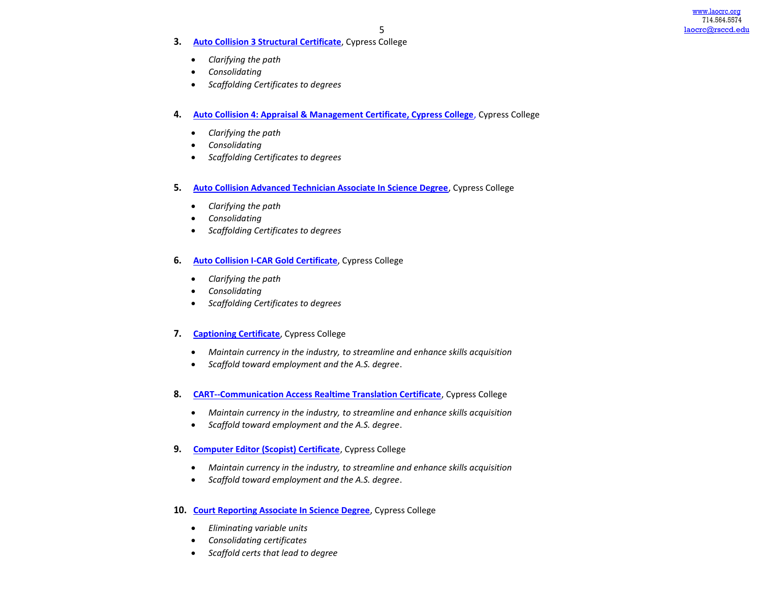3. **Auto Collision 3 Structural Certificate**, Cypress College

    - *Clarifying the path*
    - *Consolidating*
    - *Scaffolding Certificates to degrees*

4. **Auto Collision 4: Appraisal & Management Certificate, Cypress College**, Cypress College

    - *Clarifying the path*
    - *Consolidating*
    - *Scaffolding Certificates to degrees*

5. **Auto Collision Advanced Technician Associate In Science Degree**, Cypress College

    - *Clarifying the path*
    - *Consolidating*
    - *Scaffolding Certificates to degrees*

6. **Auto Collision I-CAR Gold Certificate**, Cypress College

    - *Clarifying the path*
    - *Consolidating*
    - *Scaffolding Certificates to degrees*

7. **Captioning Certificate**, Cypress College

    - *Maintain currency in the industry, to streamline and enhance skills acquisition*
    - *Scaffold toward employment and the A.S. degree*.

8. **CART--Communication Access Realtime Translation Certificate**, Cypress College

    - *Maintain currency in the industry, to streamline and enhance skills acquisition*
    - *Scaffold toward employment and the A.S. degree*.

9. **Computer Editor (Scopist) Certificate**, Cypress College

    - *Maintain currency in the industry, to streamline and enhance skills acquisition*
    - *Scaffold toward employment and the A.S. degree*.

10. **Court Reporting Associate In Science Degree**, Cypress College

    - *Eliminating variable units*
    - *Consolidating certificates*
    - *Scaffold certs that lead to degree*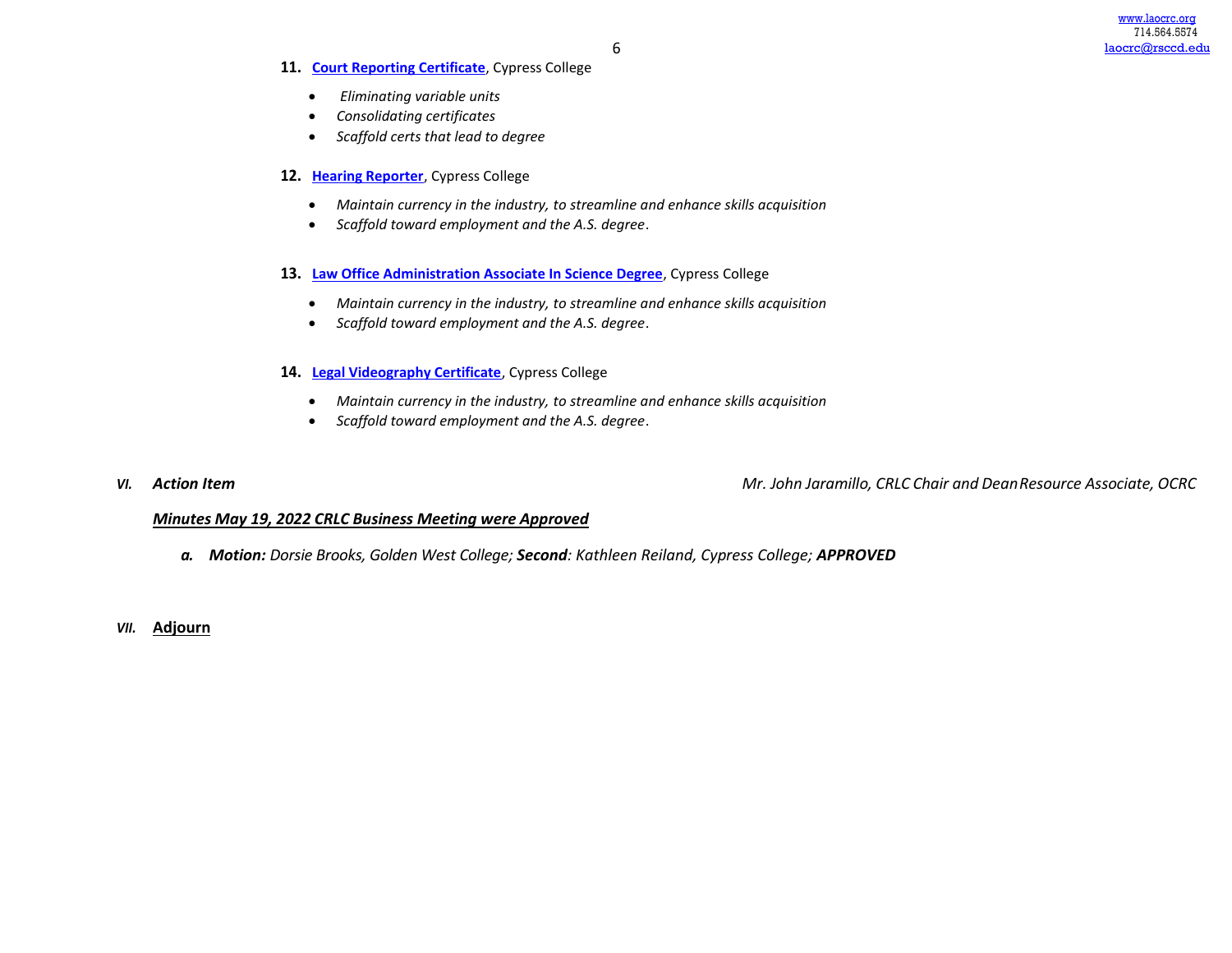11. **Court Reporting Certificate**, Cypress College

- *Eliminating variable units*
- *Consolidating certificates*
- *Scaffold certs that lead to degree*

12. **Hearing Reporter**, Cypress College

- *Maintain currency in the industry, to streamline and enhance skills acquisition*
- *Scaffold toward employment and the A.S. degree*.

13. **Law Office Administration Associate In Science Degree**, Cypress College

- *Maintain currency in the industry, to streamline and enhance skills acquisition*
- *Scaffold toward employment and the A.S. degree*.

14. **Legal Videography Certificate**, Cypress College

- *Maintain currency in the industry, to streamline and enhance skills acquisition*
- *Scaffold toward employment and the A.S. degree*.

***VI. Action Item*** — *Mr. John Jaramillo, CRLC Chair and Dean Resource Associate, OCRC*

***Minutes May 19, 2022 CRLC Business Meeting were Approved***

***a. Motion:*** *Dorsie Brooks, Golden West College;* ***Second****: Kathleen Reiland, Cypress College;* ***APPROVED***

***VII.*** **Adjourn**